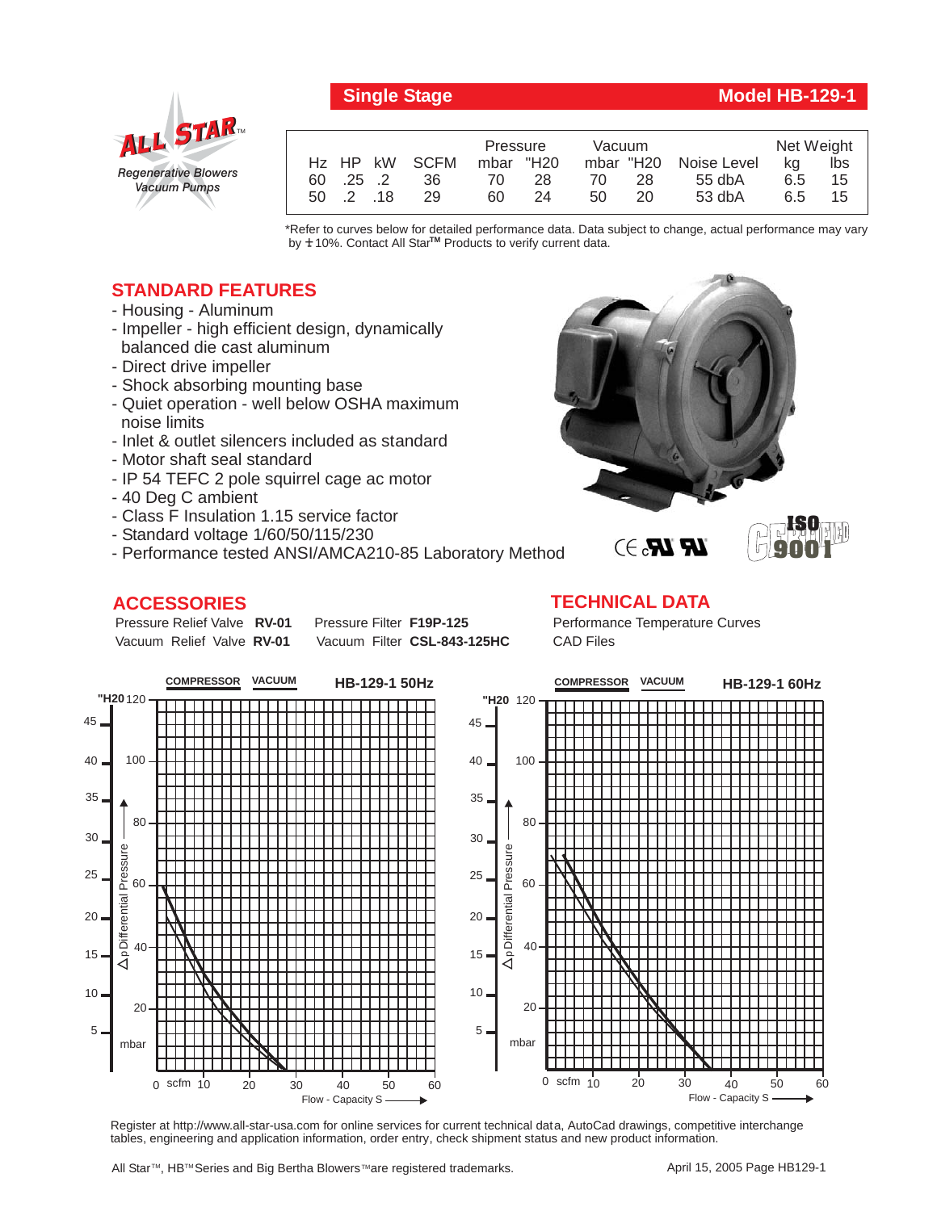# Single Stage — Model HB-129-1

**ALL STAR™** Regenerative Blowers Vacuum Pumps

| Hz | HP | kW | SCFM | Pressure mbar | Pressure "H20 | Vacuum mbar | Vacuum "H20 | Noise Level | Net Weight kg | Net Weight lbs |
|---|---|---|---|---|---|---|---|---|---|---|
| 60 | .25 | .2 | 36 | 70 | 28 | 70 | 28 | 55 dbA | 6.5 | 15 |
| 50 | .2 | .18 | 29 | 60 | 24 | 50 | 20 | 53 dbA | 6.5 | 15 |

*Refer to curves below for detailed performance data. Data subject to change, actual performance may vary by ± 10%. Contact All Star™ Products to verify current data.

## STANDARD FEATURES

- Housing - Aluminum
- Impeller - high efficient design, dynamically balanced die cast aluminum
- Direct drive impeller
- Shock absorbing mounting base
- Quiet operation - well below OSHA maximum noise limits
- Inlet & outlet silencers included as standard
- Motor shaft seal standard
- IP 54 TEFC 2 pole squirrel cage ac motor
- 40 Deg C ambient
- Class F Insulation 1.15 service factor
- Standard voltage 1/60/50/115/230
- Performance tested ANSI/AMCA210-85 Laboratory Method

## ACCESSORIES

Pressure Relief Valve **RV-01**
Vacuum Relief Valve **RV-01**
Pressure Filter **F19P-125**
Vacuum Filter **CSL-843-125HC**

## TECHNICAL DATA

Performance Temperature Curves
CAD Files

**COMPRESSOR VACUUM HB-129-1 50Hz**

**COMPRESSOR VACUUM HB-129-1 60Hz**

Register at http://www.all-star-usa.com for online services for current technical data, AutoCad drawings, competitive interchange tables, engineering and application information, order entry, check shipment status and new product information.

All Star™, HB™ Series and Big Bertha Blowers™ are registered trademarks.

April 15, 2005 Page HB129-1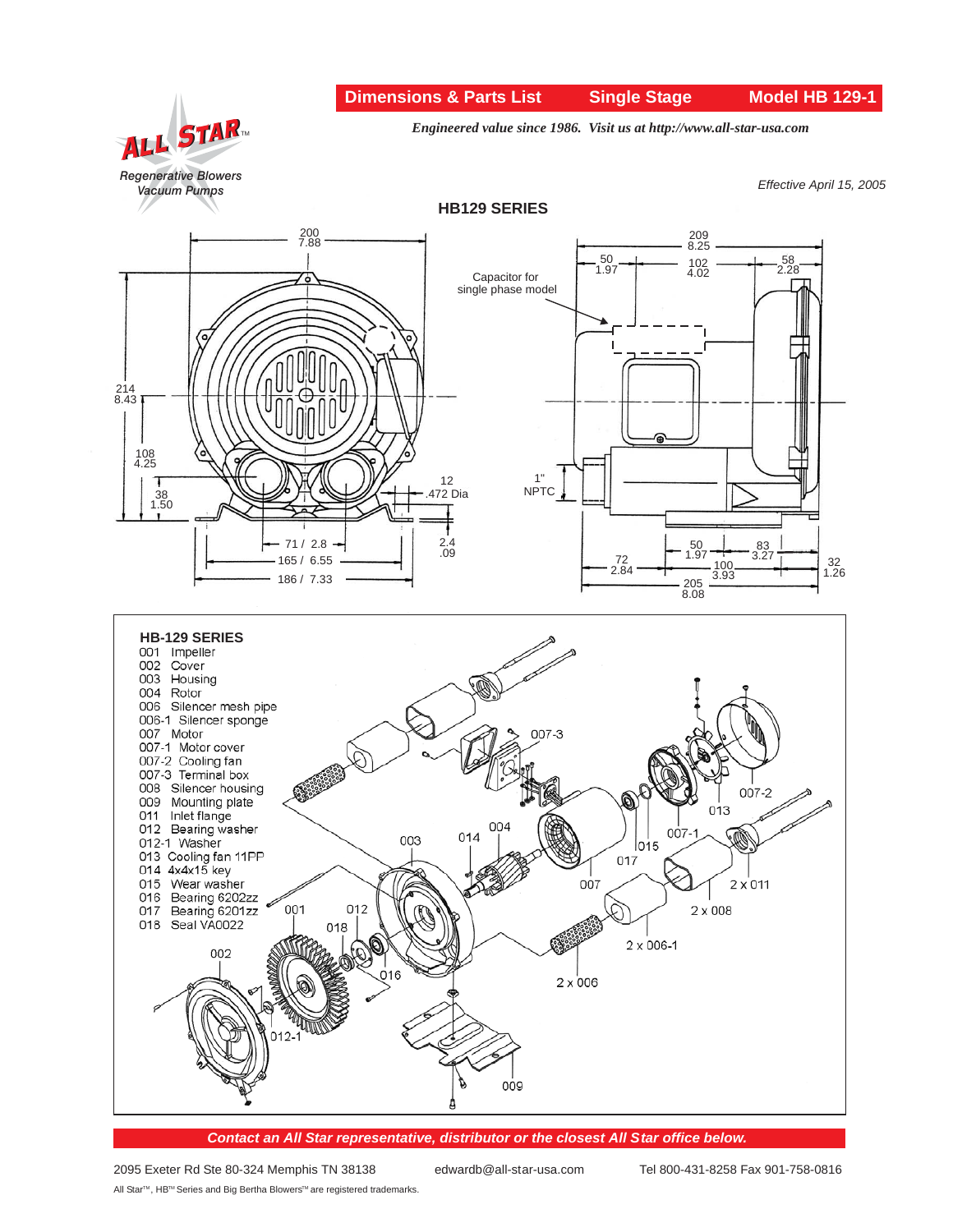## Dimensions & Parts List — Single Stage — Model HB 129-1

ALL STAR™ Regenerative Blowers Vacuum Pumps

*Engineered value since 1986. Visit us at http://www.all-star-usa.com*

*Effective April 15, 2005*

### HB129 SERIES

200
7.88

214
8.43

108
4.25

38
1.50

71 / 2.8

165 / 6.55

186 / 7.33

12
.472 Dia

2.4
.09

Capacitor for single phase model

1" NPTC

209
8.25

50
1.97

102
4.02

58
2.28

50
1.97

83
3.27

100
3.93

72
2.84

205
8.08

32
1.26

### HB-129 SERIES

- 001 Impeller
- 002 Cover
- 003 Housing
- 004 Rotor
- 006 Silencer mesh pipe
- 006-1 Silencer sponge
- 007 Motor
- 007-1 Motor cover
- 007-2 Cooling fan
- 007-3 Terminal box
- 008 Silencer housing
- 009 Mounting plate
- 011 Inlet flange
- 012 Bearing washer
- 012-1 Washer
- 013 Cooling fan 11PP
- 014 4x4x15 key
- 015 Wear washer
- 016 Bearing 6202zz
- 017 Bearing 6201zz
- 018 Seal VA0022

007-3, 007-2, 013, 004, 014, 003, 015, 007-1, 017, 007, 2 x 011, 2 x 008, 001, 012, 018, 002, 016, 2 x 006-1, 2 x 006, 012-1, 009

***Contact an All Star representative, distributor or the closest All Star office below.***

2095 Exeter Rd Ste 80-324 Memphis TN 38138 — edwardb@all-star-usa.com — Tel 800-431-8258 Fax 901-758-0816

All Star™, HB™ Series and Big Bertha Blowers™ are registered trademarks.